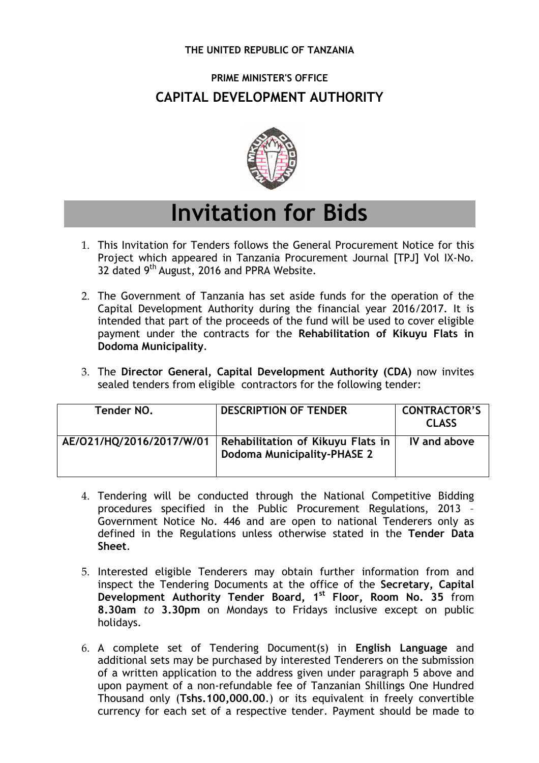**THE UNITED REPUBLIC OF TANZANIA**

**PRIME MINISTER'S OFFICE**

## CAPITAL DEVELOPMENT AUTHORITY

# Invitation for Bids

1. This Invitation for Tenders follows the General Procurement Notice for this Project which appeared in Tanzania Procurement Journal [TPJ] Vol IX-No. 32 dated 9th August, 2016 and PPRA Website.

2. The Government of Tanzania has set aside funds for the operation of the Capital Development Authority during the financial year 2016/2017. It is intended that part of the proceeds of the fund will be used to cover eligible payment under the contracts for the **Rehabilitation of Kikuyu Flats in Dodoma Municipality**.

3. The **Director General, Capital Development Authority (CDA)** now invites sealed tenders from eligible contractors for the following tender:

| Tender NO. | DESCRIPTION OF TENDER | CONTRACTOR'S CLASS |
|---|---|---|
| AE/O21/HQ/2016/2017/W/01 | **Rehabilitation of Kikuyu Flats in Dodoma Municipality-PHASE 2** | **IV and above** |

4. Tendering will be conducted through the National Competitive Bidding procedures specified in the Public Procurement Regulations, 2013 – Government Notice No. 446 and are open to national Tenderers only as defined in the Regulations unless otherwise stated in the **Tender Data Sheet**.

5. Interested eligible Tenderers may obtain further information from and inspect the Tendering Documents at the office of the **Secretary, Capital Development Authority Tender Board, 1st Floor, Room No. 35** from **8.30am** *to* **3.30pm** on Mondays to Fridays inclusive except on public holidays.

6. A complete set of Tendering Document(s) in **English Language** and additional sets may be purchased by interested Tenderers on the submission of a written application to the address given under paragraph 5 above and upon payment of a non-refundable fee of Tanzanian Shillings One Hundred Thousand only (**Tshs.100,000.00**.) or its equivalent in freely convertible currency for each set of a respective tender. Payment should be made to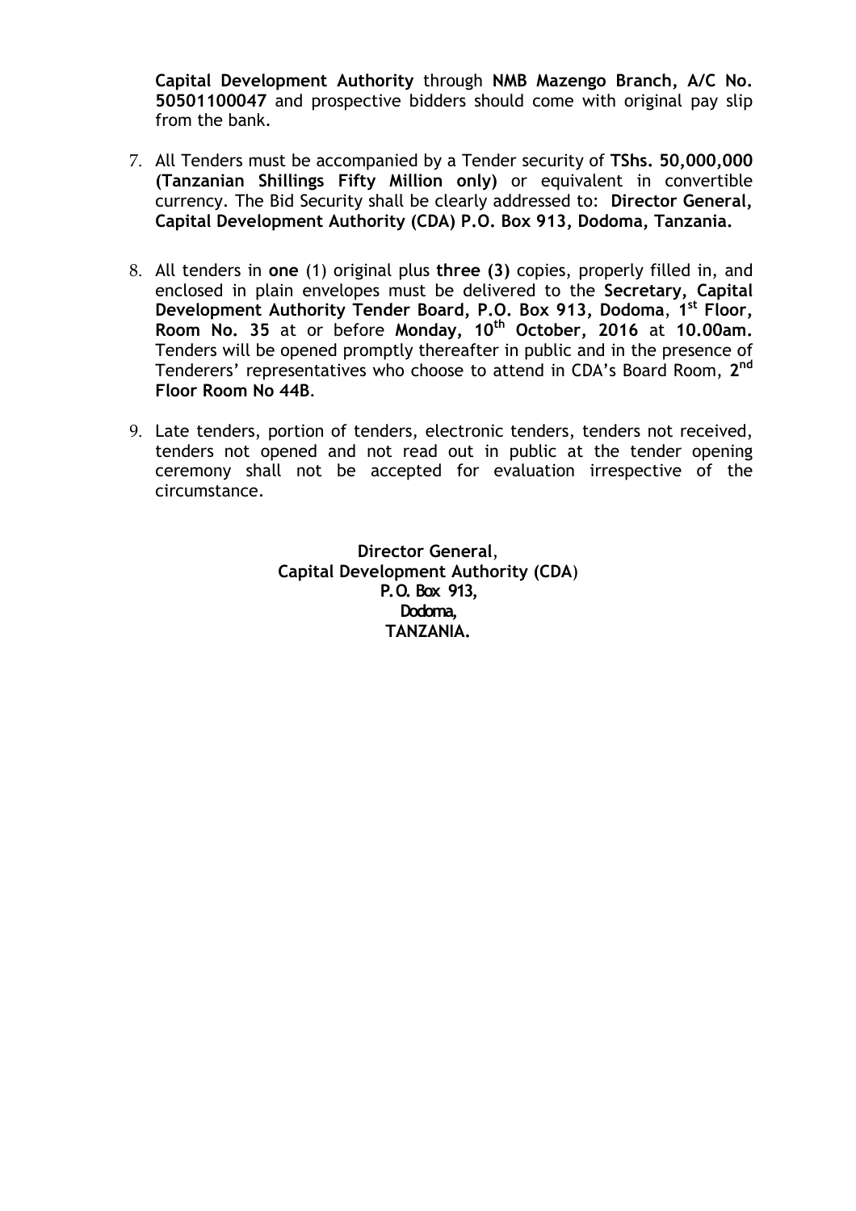**Capital Development Authority** through **NMB Mazengo Branch, A/C No. 50501100047** and prospective bidders should come with original pay slip from the bank.

7. All Tenders must be accompanied by a Tender security of **TShs. 50,000,000 (Tanzanian Shillings Fifty Million only)** or equivalent in convertible currency. The Bid Security shall be clearly addressed to: **Director General, Capital Development Authority (CDA) P.O. Box 913, Dodoma, Tanzania.**

8. All tenders in **one** (1) original plus **three (3)** copies, properly filled in, and enclosed in plain envelopes must be delivered to the **Secretary, Capital Development Authority Tender Board, P.O. Box 913, Dodoma**, **1st Floor, Room No. 35** at or before **Monday, 10th October, 2016** at **10.00am.** Tenders will be opened promptly thereafter in public and in the presence of Tenderers' representatives who choose to attend in CDA's Board Room, **2nd Floor Room No 44B**.

9. Late tenders, portion of tenders, electronic tenders, tenders not received, tenders not opened and not read out in public at the tender opening ceremony shall not be accepted for evaluation irrespective of the circumstance.

**Director General**,
**Capital Development Authority (CDA)**
**P.O. Box 913,**
**Dodoma,**
**TANZANIA.**